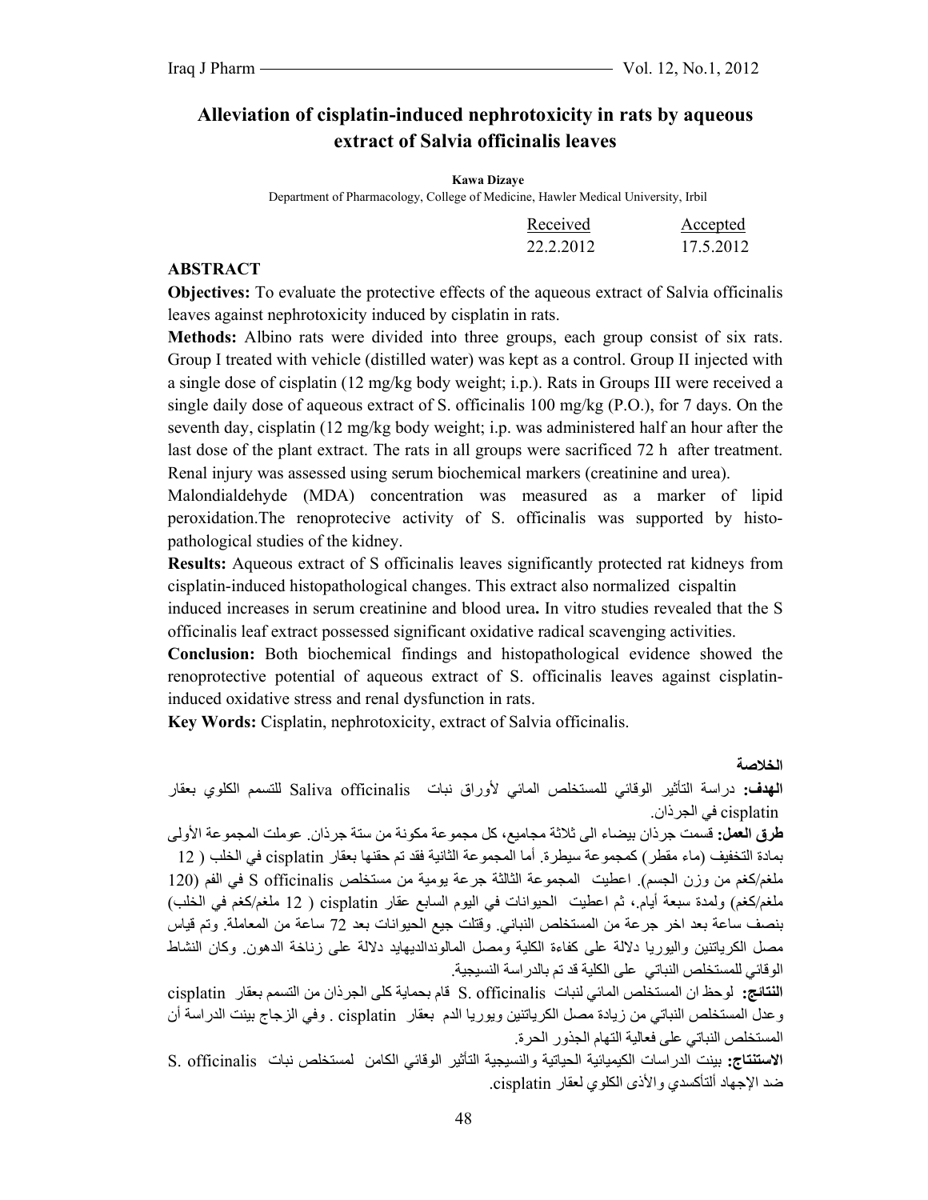# Alleviation of cisplatin-induced nephrotoxicity in rats by aqueous extract of Salvia officinalis leaves

**Kawa Dizaye**

Department of Pharmacology, College of Medicine, Hawler Medical University, Irbil

| Received | Accepted |
|---|---|
| 22.2.2012 | 17.5.2012 |

## ABSTRACT

**Objectives:** To evaluate the protective effects of the aqueous extract of Salvia officinalis leaves against nephrotoxicity induced by cisplatin in rats.

**Methods:** Albino rats were divided into three groups, each group consist of six rats. Group I treated with vehicle (distilled water) was kept as a control. Group II injected with a single dose of cisplatin (12 mg/kg body weight; i.p.). Rats in Groups III were received a single daily dose of aqueous extract of S. officinalis 100 mg/kg (P.O.), for 7 days. On the seventh day, cisplatin (12 mg/kg body weight; i.p. was administered half an hour after the last dose of the plant extract. The rats in all groups were sacrificed 72 h after treatment. Renal injury was assessed using serum biochemical markers (creatinine and urea).

Malondialdehyde (MDA) concentration was measured as a marker of lipid peroxidation.The renoprotecive activity of S. officinalis was supported by histopathological studies of the kidney.

**Results:** Aqueous extract of S officinalis leaves significantly protected rat kidneys from cisplatin-induced histopathological changes. This extract also normalized cispaltin induced increases in serum creatinine and blood urea**.** In vitro studies revealed that the S officinalis leaf extract possessed significant oxidative radical scavenging activities.

**Conclusion:** Both biochemical findings and histopathological evidence showed the renoprotective potential of aqueous extract of S. officinalis leaves against cisplatin-induced oxidative stress and renal dysfunction in rats.

**Key Words:** Cisplatin, nephrotoxicity, extract of Salvia officinalis.

**الخلاصة**

**الهدف:** دراسة التأثير الوقائي للمستخلص المائي لأوراق نبات Saliva officinalis للتسمم الكلوي بعقار cisplatin في الجرذان.

**طرق العمل:** قسمت جرذان بيضاء الى ثلاثة مجاميع، كل مجموعة مكونة من ستة جرذان. عوملت المجموعة الأولى بمادة التخفيف (ماء مقطر) كمجموعة سيطرة. أما المجموعة الثانية فقد تم حقنها بعقار cisplatin في الخلب ( 12 ملغم/كغم من وزن الجسم). اعطيت المجموعة الثالثة جرعة يومية من مستخلص S officinalis في الفم (120 ملغم/كغم) ولمدة سبعة أيام.، ثم اعطيت الحيوانات في اليوم السابع عقار cisplatin ( 12 ملغم/كغم في الخلب) بنصف ساعة بعد اخر جرعة من المستخلص النباتي. وقتلت جيع الحيوانات بعد 72 ساعة من المعاملة. وتم قياس مصل الكرياتنين واليوريا دلالة على كفاءة الكلية ومصل المالونداليهايد دلالة على زناخة الدهون. وكان النشاط الوقائي للمستخلص النباتي على الكلية قد تم بالدراسة النسيجية.

**النتائج:** لوحظ ان المستخلص المائي لنبات S. officinalis قام بحماية كلى الجرذان من التسمم بعقار cisplatin وعدل المستخلص النباتي من زيادة مصل الكرياتنين ويوريا الدم بعقار cisplatin . وفي الزجاج بينت الدراسة أن المستخلص النباتي على فعالية التهام الجذور الحرة.

**الاستنتاج:** بينت الدراسات الكيميائية الحياتية والنسيجية التأثير الوقائي الكامن لمستخلص نبات S. officinalis ضد الإجهاد ألتأكسدي والأذى الكلوي لعقار cisplatin.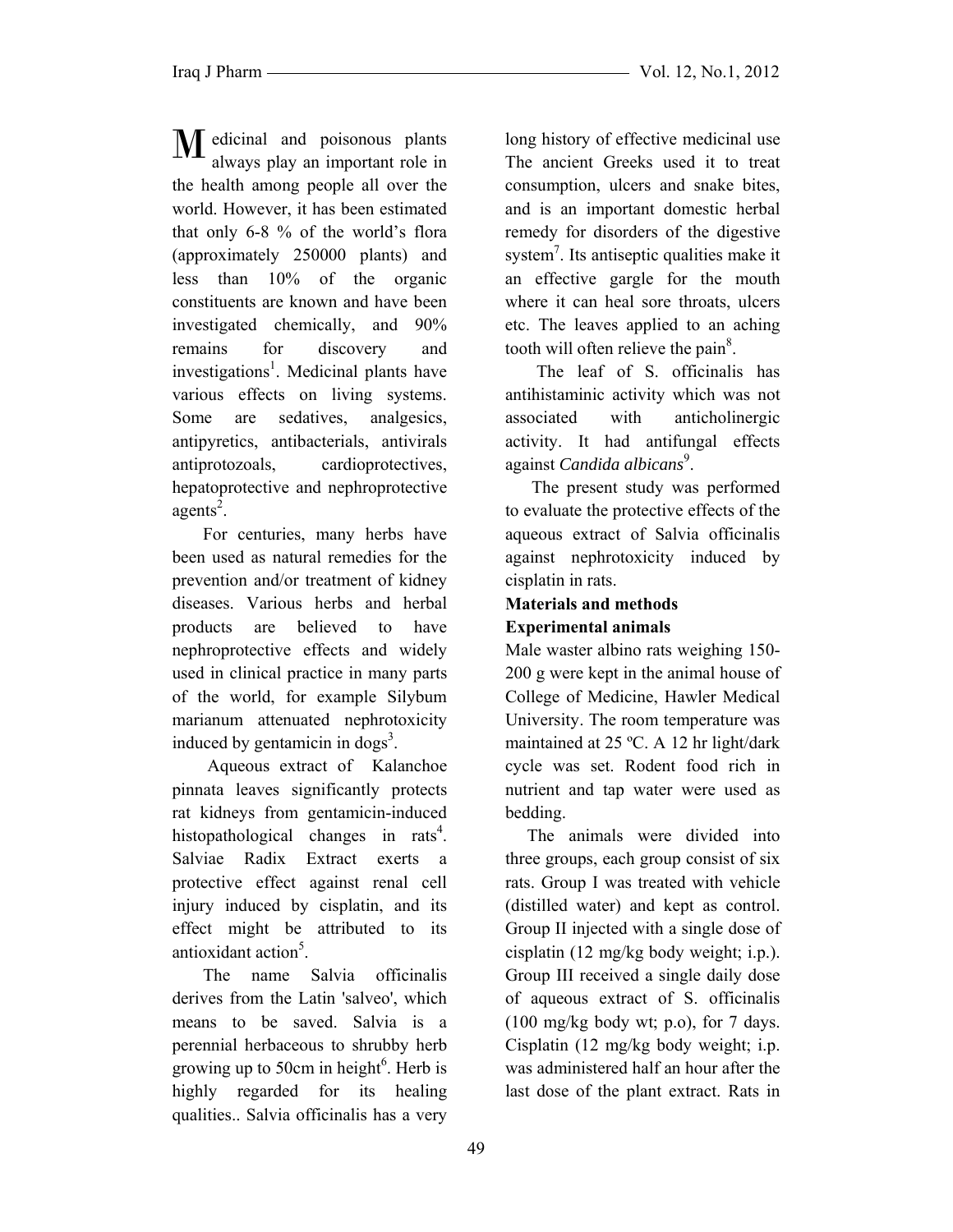Medicinal and poisonous plants always play an important role in the health among people all over the world. However, it has been estimated that only 6-8 % of the world's flora (approximately 250000 plants) and less than 10% of the organic constituents are known and have been investigated chemically, and 90% remains for discovery and investigations[1]. Medicinal plants have various effects on living systems. Some are sedatives, analgesics, antipyretics, antibacterials, antivirals antiprotozoals, cardioprotectives, hepatoprotective and nephroprotective agents[2].

For centuries, many herbs have been used as natural remedies for the prevention and/or treatment of kidney diseases. Various herbs and herbal products are believed to have nephroprotective effects and widely used in clinical practice in many parts of the world, for example Silybum marianum attenuated nephrotoxicity induced by gentamicin in dogs[3].

Aqueous extract of Kalanchoe pinnata leaves significantly protects rat kidneys from gentamicin-induced histopathological changes in rats[4]. Salviae Radix Extract exerts a protective effect against renal cell injury induced by cisplatin, and its effect might be attributed to its antioxidant action[5].

The name Salvia officinalis derives from the Latin 'salveo', which means to be saved. Salvia is a perennial herbaceous to shrubby herb growing up to 50cm in height[6]. Herb is highly regarded for its healing qualities.. Salvia officinalis has a very long history of effective medicinal use The ancient Greeks used it to treat consumption, ulcers and snake bites, and is an important domestic herbal remedy for disorders of the digestive system[7]. Its antiseptic qualities make it an effective gargle for the mouth where it can heal sore throats, ulcers etc. The leaves applied to an aching tooth will often relieve the pain[8].

The leaf of S. officinalis has antihistaminic activity which was not associated with anticholinergic activity. It had antifungal effects against *Candida albicans*[9].

The present study was performed to evaluate the protective effects of the aqueous extract of Salvia officinalis against nephrotoxicity induced by cisplatin in rats.

## Materials and methods

### Experimental animals

Male waster albino rats weighing 150-200 g were kept in the animal house of College of Medicine, Hawler Medical University. The room temperature was maintained at 25 ºC. A 12 hr light/dark cycle was set. Rodent food rich in nutrient and tap water were used as bedding.

The animals were divided into three groups, each group consist of six rats. Group I was treated with vehicle (distilled water) and kept as control. Group II injected with a single dose of cisplatin (12 mg/kg body weight; i.p.). Group III received a single daily dose of aqueous extract of S. officinalis (100 mg/kg body wt; p.o), for 7 days. Cisplatin (12 mg/kg body weight; i.p. was administered half an hour after the last dose of the plant extract. Rats in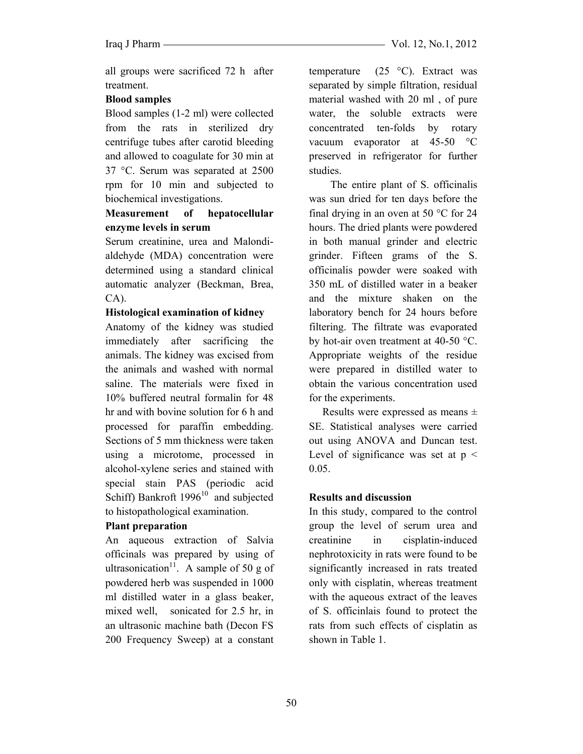all groups were sacrificed 72 h after treatment.

**Blood samples**

Blood samples (1-2 ml) were collected from the rats in sterilized dry centrifuge tubes after carotid bleeding and allowed to coagulate for 30 min at 37 °C. Serum was separated at 2500 rpm for 10 min and subjected to biochemical investigations.

**Measurement of hepatocellular enzyme levels in serum**

Serum creatinine, urea and Malondi-aldehyde (MDA) concentration were determined using a standard clinical automatic analyzer (Beckman, Brea, CA).

**Histological examination of kidney**

Anatomy of the kidney was studied immediately after sacrificing the animals. The kidney was excised from the animals and washed with normal saline. The materials were fixed in 10% buffered neutral formalin for 48 hr and with bovine solution for 6 h and processed for paraffin embedding. Sections of 5 mm thickness were taken using a microtome, processed in alcohol-xylene series and stained with special stain PAS (periodic acid Schiff) Bankroft 1996[10] and subjected to histopathological examination.

**Plant preparation**

An aqueous extraction of Salvia officinals was prepared by using of ultrasonication[11]. A sample of 50 g of powdered herb was suspended in 1000 ml distilled water in a glass beaker, mixed well, sonicated for 2.5 hr, in an ultrasonic machine bath (Decon FS 200 Frequency Sweep) at a constant temperature (25 °C). Extract was separated by simple filtration, residual material washed with 20 ml , of pure water, the soluble extracts were concentrated ten-folds by rotary vacuum evaporator at 45-50 °C preserved in refrigerator for further studies.

The entire plant of S. officinalis was sun dried for ten days before the final drying in an oven at 50 °C for 24 hours. The dried plants were powdered in both manual grinder and electric grinder. Fifteen grams of the S. officinalis powder were soaked with 350 mL of distilled water in a beaker and the mixture shaken on the laboratory bench for 24 hours before filtering. The filtrate was evaporated by hot-air oven treatment at 40-50 °C. Appropriate weights of the residue were prepared in distilled water to obtain the various concentration used for the experiments.

Results were expressed as means ± SE. Statistical analyses were carried out using ANOVA and Duncan test. Level of significance was set at $p < 0.05$.

**Results and discussion**

In this study, compared to the control group the level of serum urea and creatinine in cisplatin-induced nephrotoxicity in rats were found to be significantly increased in rats treated only with cisplatin, whereas treatment with the aqueous extract of the leaves of S. officinlais found to protect the rats from such effects of cisplatin as shown in Table 1.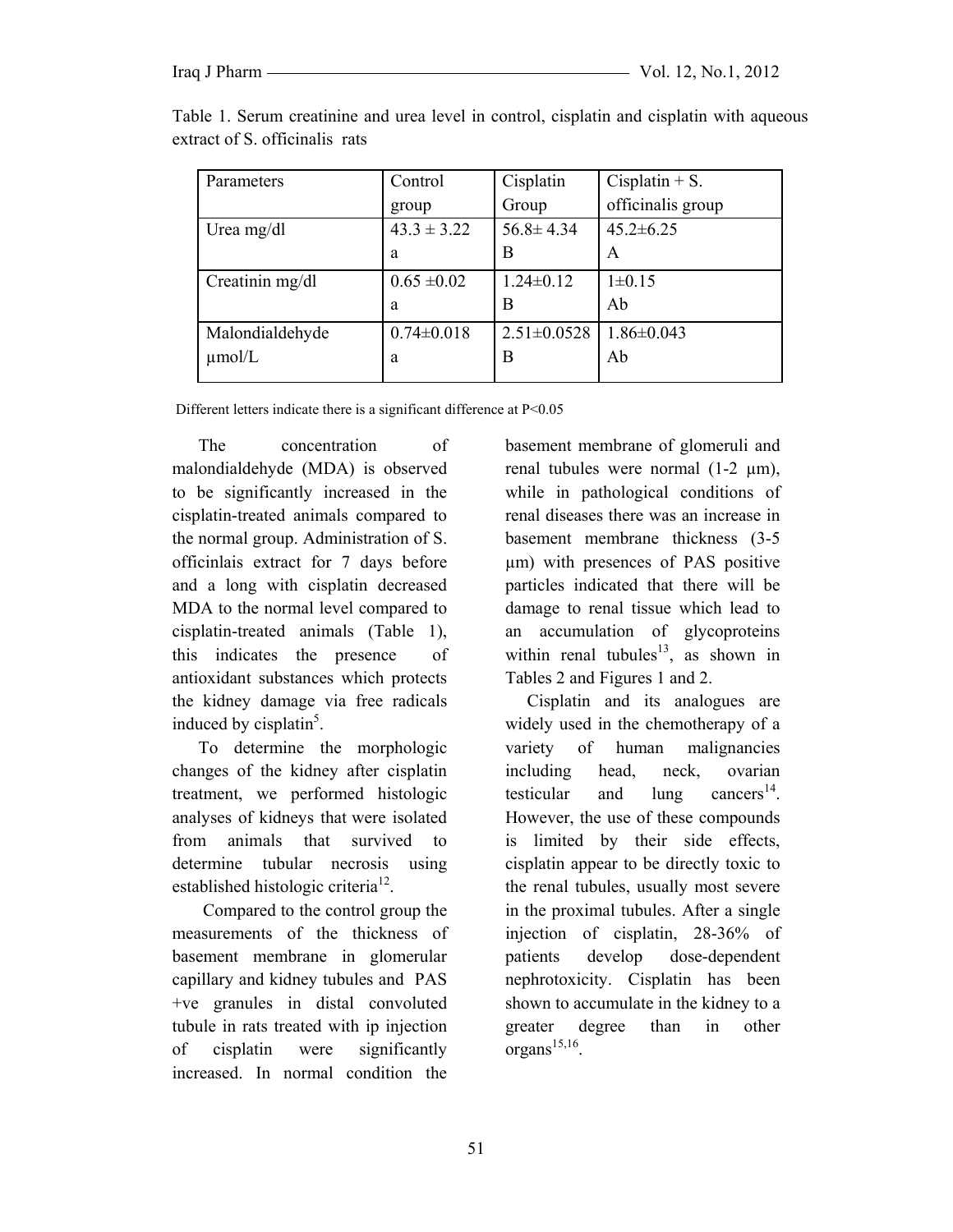Table 1. Serum creatinine and urea level in control, cisplatin and cisplatin with aqueous extract of S. officinalis rats

| Parameters | Control group | Cisplatin Group | Cisplatin + S. officinalis group |
|---|---|---|---|
| Urea mg/dl | 43.3 ± 3.22 a | 56.8± 4.34 B | 45.2±6.25 A |
| Creatinin mg/dl | 0.65 ±0.02 a | 1.24±0.12 B | 1±0.15 Ab |
| Malondialdehyde µmol/L | 0.74±0.018 a | 2.51±0.0528 B | 1.86±0.043 Ab |

Different letters indicate there is a significant difference at P<0.05

The concentration of malondialdehyde (MDA) is observed to be significantly increased in the cisplatin-treated animals compared to the normal group. Administration of S. officinlais extract for 7 days before and a long with cisplatin decreased MDA to the normal level compared to cisplatin-treated animals (Table 1), this indicates the presence of antioxidant substances which protects the kidney damage via free radicals induced by cisplatin[5].

To determine the morphologic changes of the kidney after cisplatin treatment, we performed histologic analyses of kidneys that were isolated from animals that survived to determine tubular necrosis using established histologic criteria[12].

Compared to the control group the measurements of the thickness of basement membrane in glomerular capillary and kidney tubules and PAS +ve granules in distal convoluted tubule in rats treated with ip injection of cisplatin were significantly increased. In normal condition the basement membrane of glomeruli and renal tubules were normal (1-2 µm), while in pathological conditions of renal diseases there was an increase in basement membrane thickness (3-5 µm) with presences of PAS positive particles indicated that there will be damage to renal tissue which lead to an accumulation of glycoproteins within renal tubules[13], as shown in Tables 2 and Figures 1 and 2.

Cisplatin and its analogues are widely used in the chemotherapy of a variety of human malignancies including head, neck, ovarian testicular and lung cancers[14]. However, the use of these compounds is limited by their side effects, cisplatin appear to be directly toxic to the renal tubules, usually most severe in the proximal tubules. After a single injection of cisplatin, 28-36% of patients develop dose-dependent nephrotoxicity. Cisplatin has been shown to accumulate in the kidney to a greater degree than in other organs[15,16].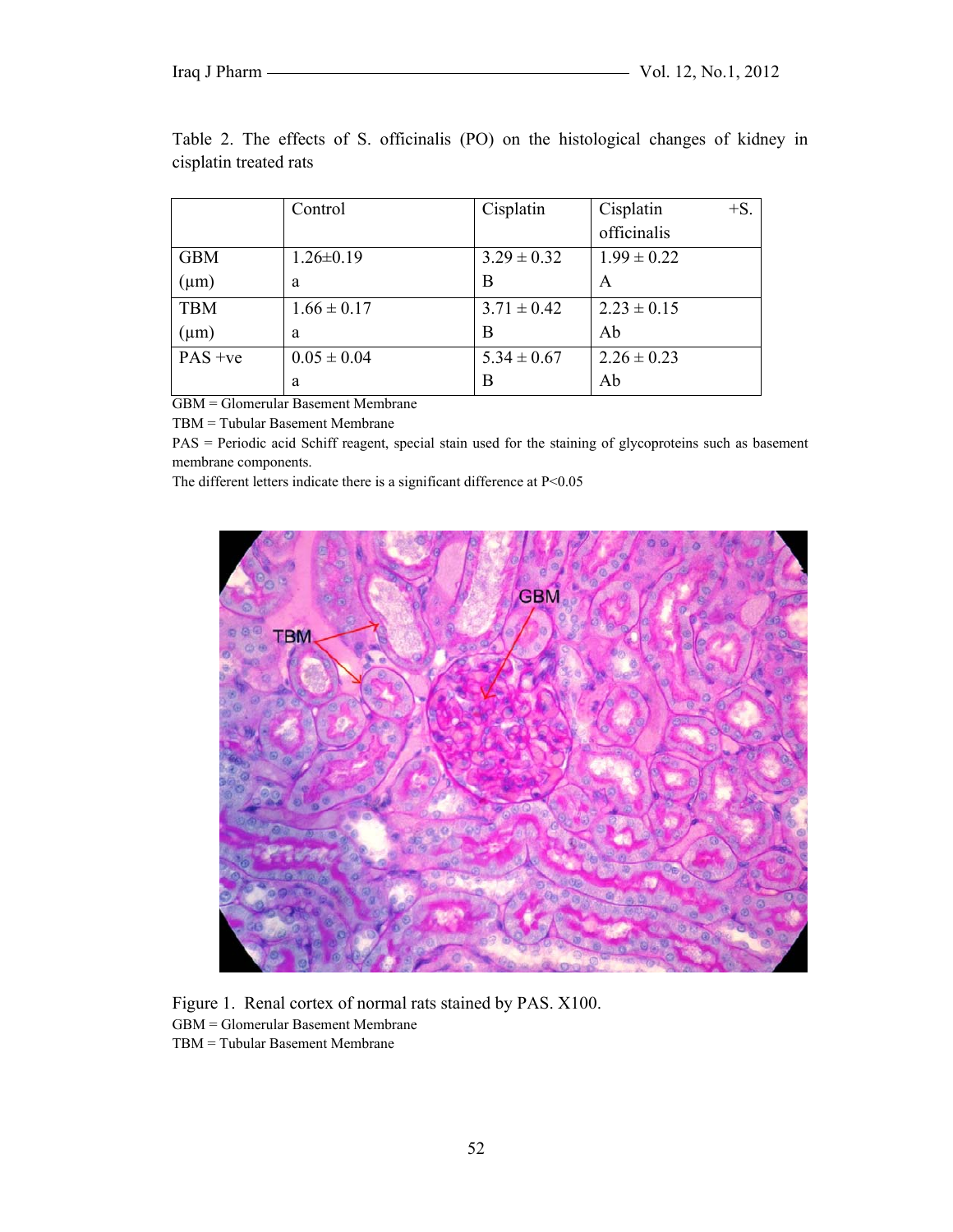Table 2. The effects of S. officinalis (PO) on the histological changes of kidney in cisplatin treated rats

| | Control | Cisplatin | Cisplatin +S. officinalis |
|---|---|---|---|
| GBM (μm) | 1.26±0.19 a | 3.29 ± 0.32 B | 1.99 ± 0.22 A |
| TBM (μm) | 1.66 ± 0.17 a | 3.71 ± 0.42 B | 2.23 ± 0.15 Ab |
| PAS +ve | 0.05 ± 0.04 a | 5.34 ± 0.67 B | 2.26 ± 0.23 Ab |

GBM = Glomerular Basement Membrane

TBM = Tubular Basement Membrane

PAS = Periodic acid Schiff reagent, special stain used for the staining of glycoproteins such as basement membrane components.

The different letters indicate there is a significant difference at $P<0.05$

Figure 1. Renal cortex of normal rats stained by PAS. X100.

GBM = Glomerular Basement Membrane

TBM = Tubular Basement Membrane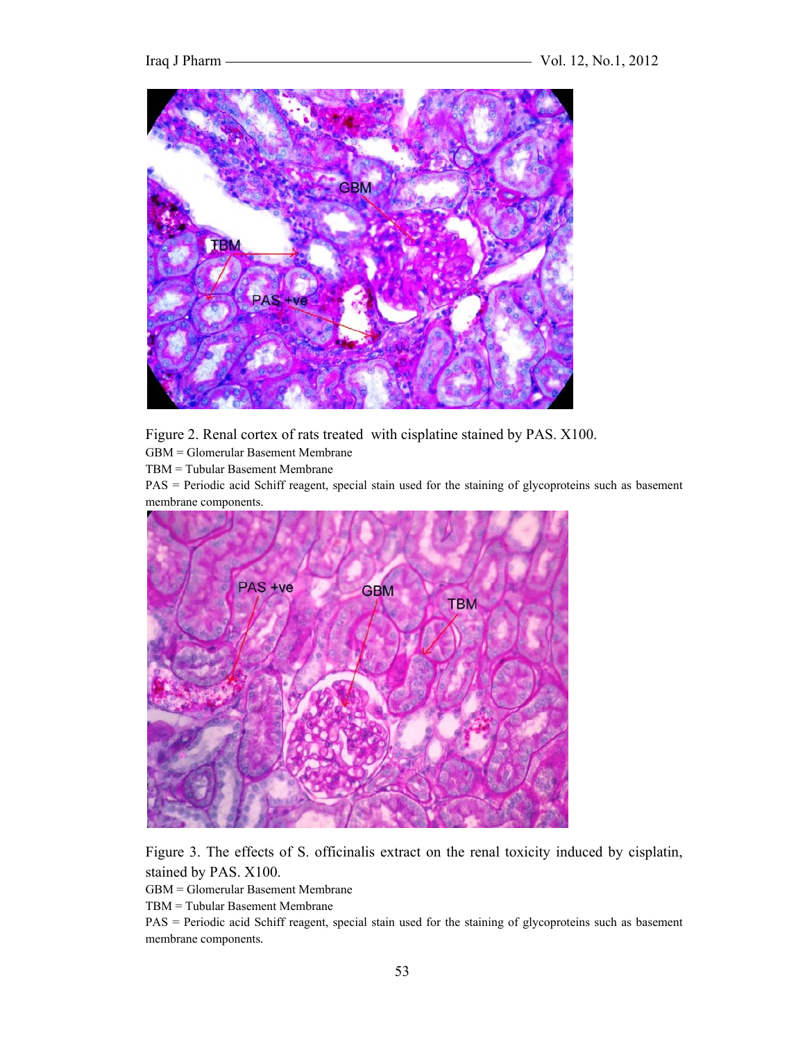Figure 2. Renal cortex of rats treated  with cisplatine stained by PAS. X100.

GBM = Glomerular Basement Membrane

TBM = Tubular Basement Membrane

PAS = Periodic acid Schiff reagent, special stain used for the staining of glycoproteins such as basement membrane components.

Figure 3. The effects of S. officinalis extract on the renal toxicity induced by cisplatin, stained by PAS. X100.

GBM = Glomerular Basement Membrane

TBM = Tubular Basement Membrane

PAS = Periodic acid Schiff reagent, special stain used for the staining of glycoproteins such as basement membrane components.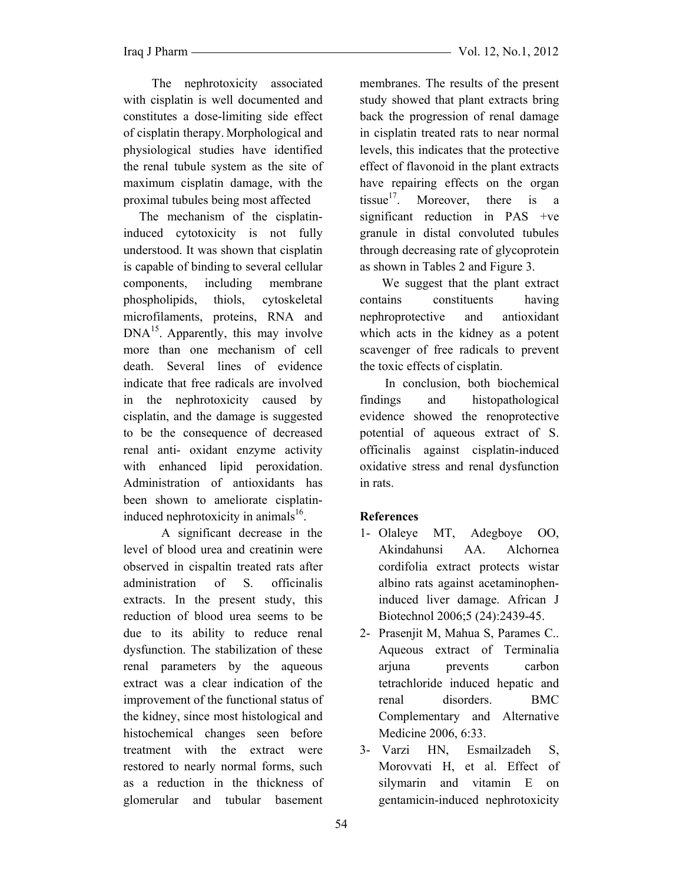The nephrotoxicity associated with cisplatin is well documented and constitutes a dose-limiting side effect of cisplatin therapy. Morphological and physiological studies have identified the renal tubule system as the site of maximum cisplatin damage, with the proximal tubules being most affected

The mechanism of the cisplatin-induced cytotoxicity is not fully understood. It was shown that cisplatin is capable of binding to several cellular components, including membrane phospholipids, thiols, cytoskeletal microfilaments, proteins, RNA and DNA[15]. Apparently, this may involve more than one mechanism of cell death. Several lines of evidence indicate that free radicals are involved in the nephrotoxicity caused by cisplatin, and the damage is suggested to be the consequence of decreased renal anti- oxidant enzyme activity with enhanced lipid peroxidation. Administration of antioxidants has been shown to ameliorate cisplatin-induced nephrotoxicity in animals[16].

A significant decrease in the level of blood urea and creatinin were observed in cispaltin treated rats after administration of S. officinalis extracts. In the present study, this reduction of blood urea seems to be due to its ability to reduce renal dysfunction. The stabilization of these renal parameters by the aqueous extract was a clear indication of the improvement of the functional status of the kidney, since most histological and histochemical changes seen before treatment with the extract were restored to nearly normal forms, such as a reduction in the thickness of glomerular and tubular basement membranes. The results of the present study showed that plant extracts bring back the progression of renal damage in cisplatin treated rats to near normal levels, this indicates that the protective effect of flavonoid in the plant extracts have repairing effects on the organ tissue[17]. Moreover, there is a significant reduction in PAS +ve granule in distal convoluted tubules through decreasing rate of glycoprotein as shown in Tables 2 and Figure 3.

We suggest that the plant extract contains constituents having nephroprotective and antioxidant which acts in the kidney as a potent scavenger of free radicals to prevent the toxic effects of cisplatin.

In conclusion, both biochemical findings and histopathological evidence showed the renoprotective potential of aqueous extract of S. officinalis against cisplatin-induced oxidative stress and renal dysfunction in rats.

**References**

1- Olaleye MT, Adegboye OO, Akindahunsi AA. Alchornea cordifolia extract protects wistar albino rats against acetaminophen-induced liver damage. African J Biotechnol 2006;5 (24):2439-45.

2- Prasenjit M, Mahua S, Parames C.. Aqueous extract of Terminalia arjuna prevents carbon tetrachloride induced hepatic and renal disorders. BMC Complementary and Alternative Medicine 2006, 6:33.

3- Varzi HN, Esmailzadeh S, Morovvati H, et al. Effect of silymarin and vitamin E on gentamicin-induced nephrotoxicity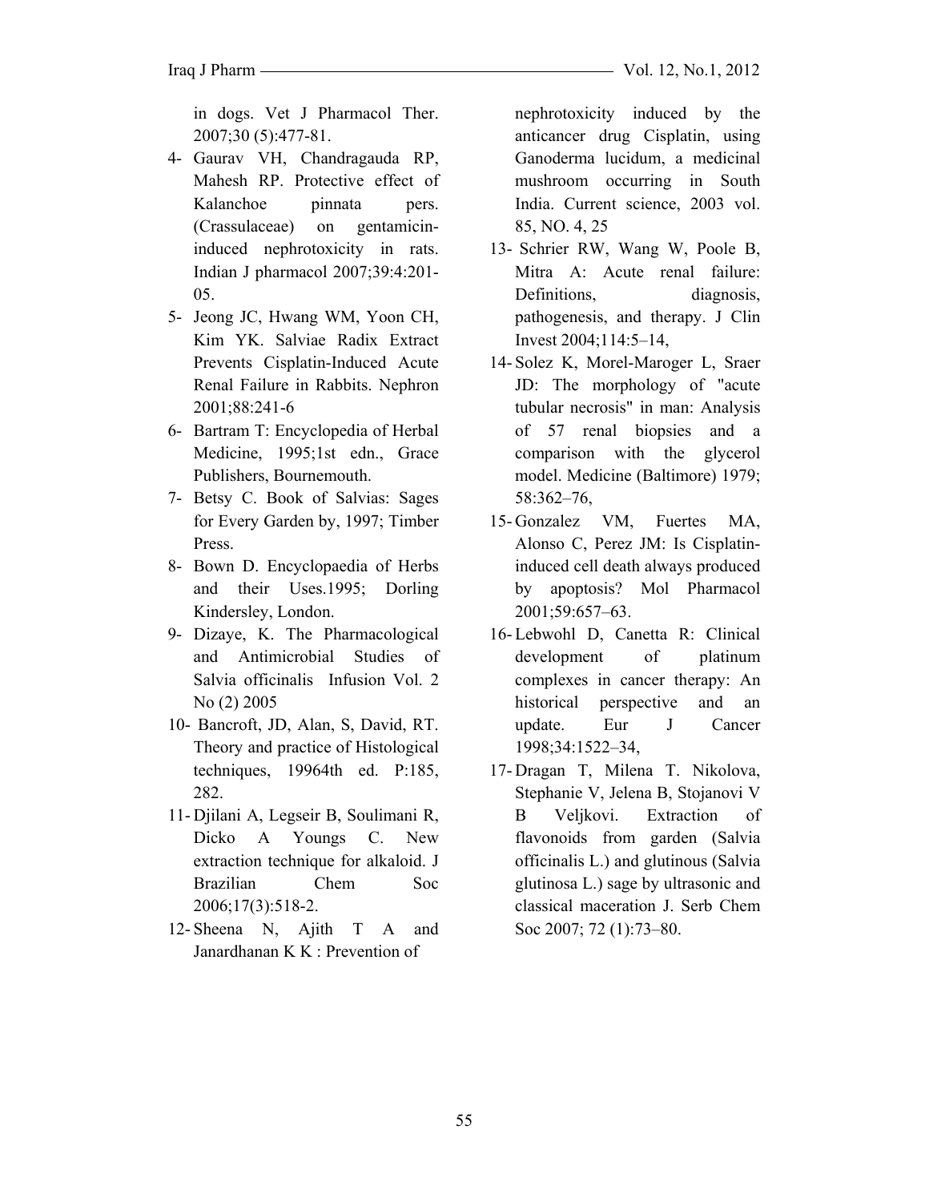in dogs. Vet J Pharmacol Ther. 2007;30 (5):477-81.

4- Gaurav VH, Chandragauda RP, Mahesh RP. Protective effect of Kalanchoe pinnata pers. (Crassulaceae) on gentamicin-induced nephrotoxicity in rats. Indian J pharmacol 2007;39:4:201-05.

5- Jeong JC, Hwang WM, Yoon CH, Kim YK. Salviae Radix Extract Prevents Cisplatin-Induced Acute Renal Failure in Rabbits. Nephron 2001;88:241-6

6- Bartram T: Encyclopedia of Herbal Medicine, 1995;1st edn., Grace Publishers, Bournemouth.

7- Betsy C. Book of Salvias: Sages for Every Garden by, 1997; Timber Press.

8- Bown D. Encyclopaedia of Herbs and their Uses.1995; Dorling Kindersley, London.

9- Dizaye, K. The Pharmacological and Antimicrobial Studies of Salvia officinalis Infusion Vol. 2 No (2) 2005

10- Bancroft, JD, Alan, S, David, RT. Theory and practice of Histological techniques, 19964th ed. P:185, 282.

11- Djilani A, Legseir B, Soulimani R, Dicko A Youngs C. New extraction technique for alkaloid. J Brazilian Chem Soc 2006;17(3):518-2.

12- Sheena N, Ajith T A and Janardhanan K K : Prevention of nephrotoxicity induced by the anticancer drug Cisplatin, using Ganoderma lucidum, a medicinal mushroom occurring in South India. Current science, 2003 vol. 85, NO. 4, 25

13- Schrier RW, Wang W, Poole B, Mitra A: Acute renal failure: Definitions, diagnosis, pathogenesis, and therapy. J Clin Invest 2004;114:5–14,

14- Solez K, Morel-Maroger L, Sraer JD: The morphology of "acute tubular necrosis" in man: Analysis of 57 renal biopsies and a comparison with the glycerol model. Medicine (Baltimore) 1979; 58:362–76,

15- Gonzalez VM, Fuertes MA, Alonso C, Perez JM: Is Cisplatin-induced cell death always produced by apoptosis? Mol Pharmacol 2001;59:657–63.

16- Lebwohl D, Canetta R: Clinical development of platinum complexes in cancer therapy: An historical perspective and an update. Eur J Cancer 1998;34:1522–34,

17- Dragan T, Milena T. Nikolova, Stephanie V, Jelena B, Stojanovi V B Veljkovi. Extraction of flavonoids from garden (Salvia officinalis L.) and glutinous (Salvia glutinosa L.) sage by ultrasonic and classical maceration J. Serb Chem Soc 2007; 72 (1):73–80.